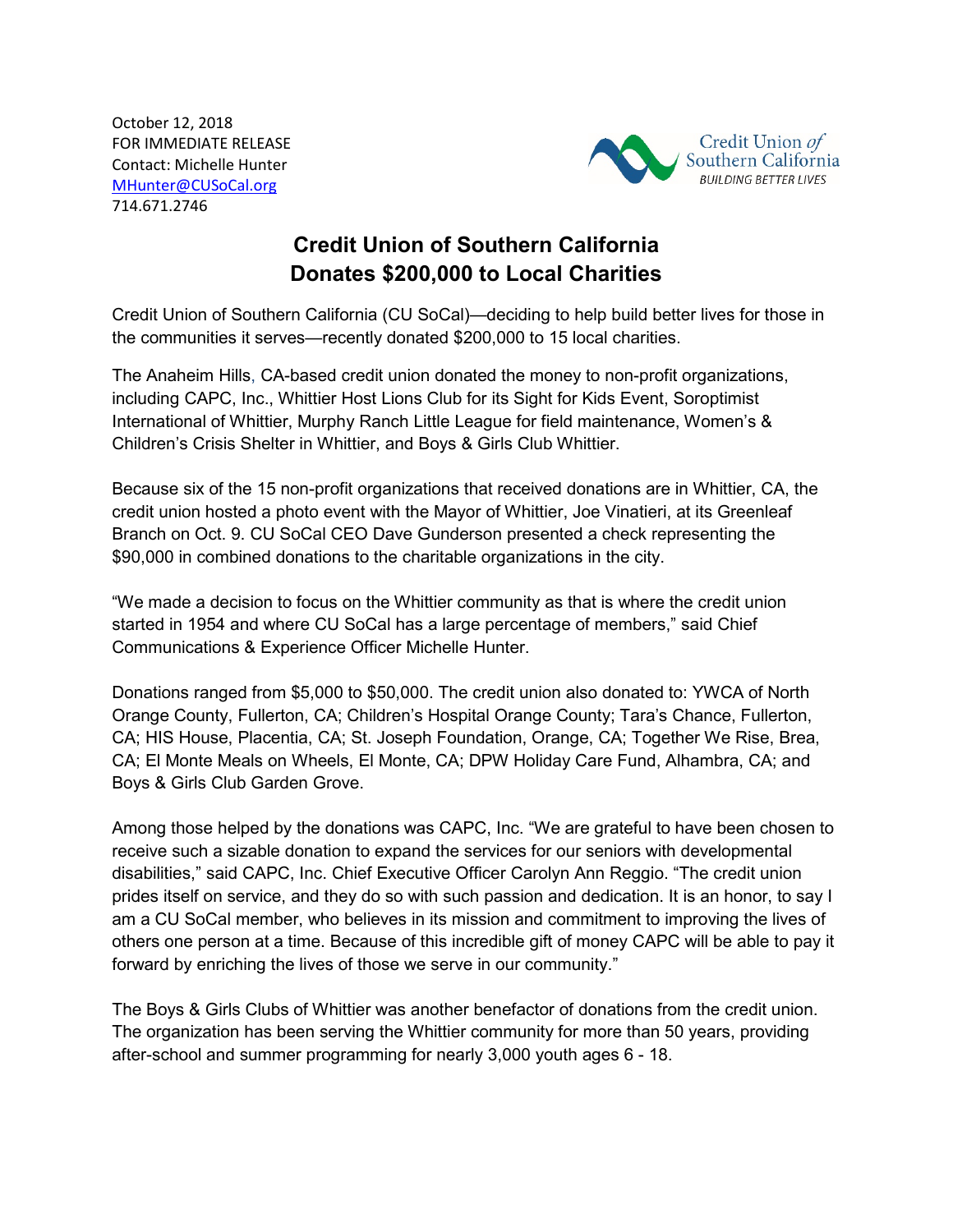October 12, 2018
FOR IMMEDIATE RELEASE
Contact: Michelle Hunter
MHunter@CUSoCal.org
714.671.2746

Credit Union of Southern California
BUILDING BETTER LIVES

# Credit Union of Southern California Donates $200,000 to Local Charities

Credit Union of Southern California (CU SoCal)—deciding to help build better lives for those in the communities it serves—recently donated $200,000 to 15 local charities.

The Anaheim Hills, CA-based credit union donated the money to non-profit organizations, including CAPC, Inc., Whittier Host Lions Club for its Sight for Kids Event, Soroptimist International of Whittier, Murphy Ranch Little League for field maintenance, Women's & Children's Crisis Shelter in Whittier, and Boys & Girls Club Whittier.

Because six of the 15 non-profit organizations that received donations are in Whittier, CA, the credit union hosted a photo event with the Mayor of Whittier, Joe Vinatieri, at its Greenleaf Branch on Oct. 9. CU SoCal CEO Dave Gunderson presented a check representing the $90,000 in combined donations to the charitable organizations in the city.

"We made a decision to focus on the Whittier community as that is where the credit union started in 1954 and where CU SoCal has a large percentage of members," said Chief Communications & Experience Officer Michelle Hunter.

Donations ranged from $5,000 to $50,000. The credit union also donated to: YWCA of North Orange County, Fullerton, CA; Children's Hospital Orange County; Tara's Chance, Fullerton, CA; HIS House, Placentia, CA; St. Joseph Foundation, Orange, CA; Together We Rise, Brea, CA; El Monte Meals on Wheels, El Monte, CA; DPW Holiday Care Fund, Alhambra, CA; and Boys & Girls Club Garden Grove.

Among those helped by the donations was CAPC, Inc. "We are grateful to have been chosen to receive such a sizable donation to expand the services for our seniors with developmental disabilities," said CAPC, Inc. Chief Executive Officer Carolyn Ann Reggio. "The credit union prides itself on service, and they do so with such passion and dedication. It is an honor, to say I am a CU SoCal member, who believes in its mission and commitment to improving the lives of others one person at a time. Because of this incredible gift of money CAPC will be able to pay it forward by enriching the lives of those we serve in our community."

The Boys & Girls Clubs of Whittier was another benefactor of donations from the credit union. The organization has been serving the Whittier community for more than 50 years, providing after-school and summer programming for nearly 3,000 youth ages 6 - 18.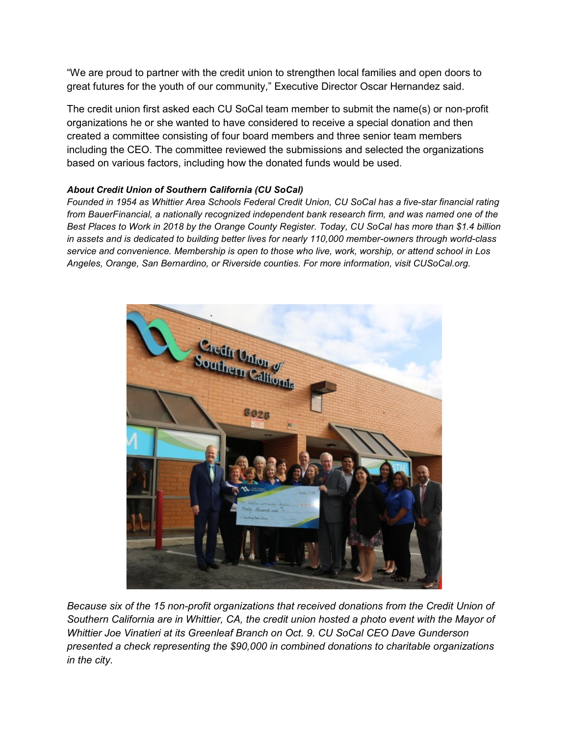"We are proud to partner with the credit union to strengthen local families and open doors to great futures for the youth of our community," Executive Director Oscar Hernandez said.

The credit union first asked each CU SoCal team member to submit the name(s) or non-profit organizations he or she wanted to have considered to receive a special donation and then created a committee consisting of four board members and three senior team members including the CEO. The committee reviewed the submissions and selected the organizations based on various factors, including how the donated funds would be used.

***About Credit Union of Southern California (CU SoCal)***
*Founded in 1954 as Whittier Area Schools Federal Credit Union, CU SoCal has a five-star financial rating from BauerFinancial, a nationally recognized independent bank research firm, and was named one of the Best Places to Work in 2018 by the Orange County Register. Today, CU SoCal has more than $1.4 billion in assets and is dedicated to building better lives for nearly 110,000 member-owners through world-class service and convenience. Membership is open to those who live, work, worship, or attend school in Los Angeles, Orange, San Bernardino, or Riverside counties. For more information, visit CUSoCal.org.*

*Because six of the 15 non-profit organizations that received donations from the Credit Union of Southern California are in Whittier, CA, the credit union hosted a photo event with the Mayor of Whittier Joe Vinatieri at its Greenleaf Branch on Oct. 9. CU SoCal CEO Dave Gunderson presented a check representing the $90,000 in combined donations to charitable organizations in the city.*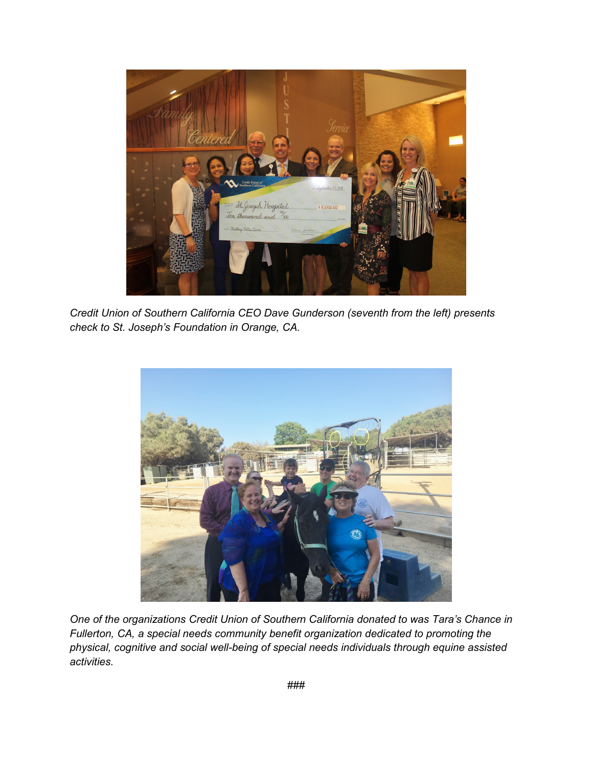*Credit Union of Southern California CEO Dave Gunderson (seventh from the left) presents check to St. Joseph's Foundation in Orange, CA.*

*One of the organizations Credit Union of Southern California donated to was Tara's Chance in Fullerton, CA, a special needs community benefit organization dedicated to promoting the physical, cognitive and social well-being of special needs individuals through equine assisted activities.*

###